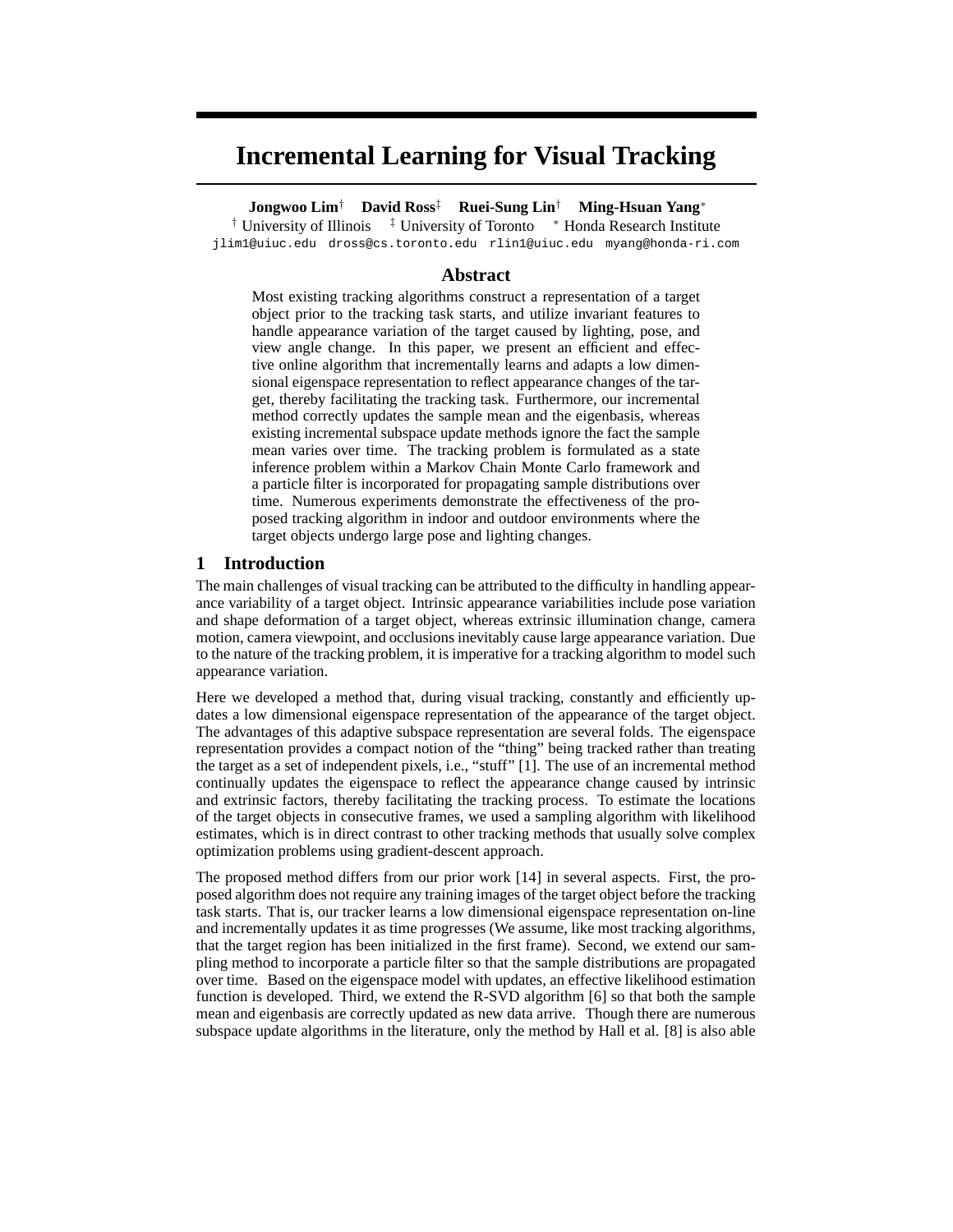# Incremental Learning for Visual Tracking

**Jongwoo Lim**[†] **David Ross**[‡] **Ruei-Sung Lin**[†] **Ming-Hsuan Yang**[*]

[†] University of Illinois [‡] University of Toronto [*] Honda Research Institute

jlim1@uiuc.edu dross@cs.toronto.edu rlin1@uiuc.edu myang@honda-ri.com

## Abstract

Most existing tracking algorithms construct a representation of a target object prior to the tracking task starts, and utilize invariant features to handle appearance variation of the target caused by lighting, pose, and view angle change. In this paper, we present an efficient and effective online algorithm that incrementally learns and adapts a low dimensional eigenspace representation to reflect appearance changes of the target, thereby facilitating the tracking task. Furthermore, our incremental method correctly updates the sample mean and the eigenbasis, whereas existing incremental subspace update methods ignore the fact the sample mean varies over time. The tracking problem is formulated as a state inference problem within a Markov Chain Monte Carlo framework and a particle filter is incorporated for propagating sample distributions over time. Numerous experiments demonstrate the effectiveness of the proposed tracking algorithm in indoor and outdoor environments where the target objects undergo large pose and lighting changes.

## 1 Introduction

The main challenges of visual tracking can be attributed to the difficulty in handling appearance variability of a target object. Intrinsic appearance variabilities include pose variation and shape deformation of a target object, whereas extrinsic illumination change, camera motion, camera viewpoint, and occlusions inevitably cause large appearance variation. Due to the nature of the tracking problem, it is imperative for a tracking algorithm to model such appearance variation.

Here we developed a method that, during visual tracking, constantly and efficiently updates a low dimensional eigenspace representation of the appearance of the target object. The advantages of this adaptive subspace representation are several folds. The eigenspace representation provides a compact notion of the "thing" being tracked rather than treating the target as a set of independent pixels, i.e., "stuff" [1]. The use of an incremental method continually updates the eigenspace to reflect the appearance change caused by intrinsic and extrinsic factors, thereby facilitating the tracking process. To estimate the locations of the target objects in consecutive frames, we used a sampling algorithm with likelihood estimates, which is in direct contrast to other tracking methods that usually solve complex optimization problems using gradient-descent approach.

The proposed method differs from our prior work [14] in several aspects. First, the proposed algorithm does not require any training images of the target object before the tracking task starts. That is, our tracker learns a low dimensional eigenspace representation on-line and incrementally updates it as time progresses (We assume, like most tracking algorithms, that the target region has been initialized in the first frame). Second, we extend our sampling method to incorporate a particle filter so that the sample distributions are propagated over time. Based on the eigenspace model with updates, an effective likelihood estimation function is developed. Third, we extend the R-SVD algorithm [6] so that both the sample mean and eigenbasis are correctly updated as new data arrive. Though there are numerous subspace update algorithms in the literature, only the method by Hall et al. [8] is also able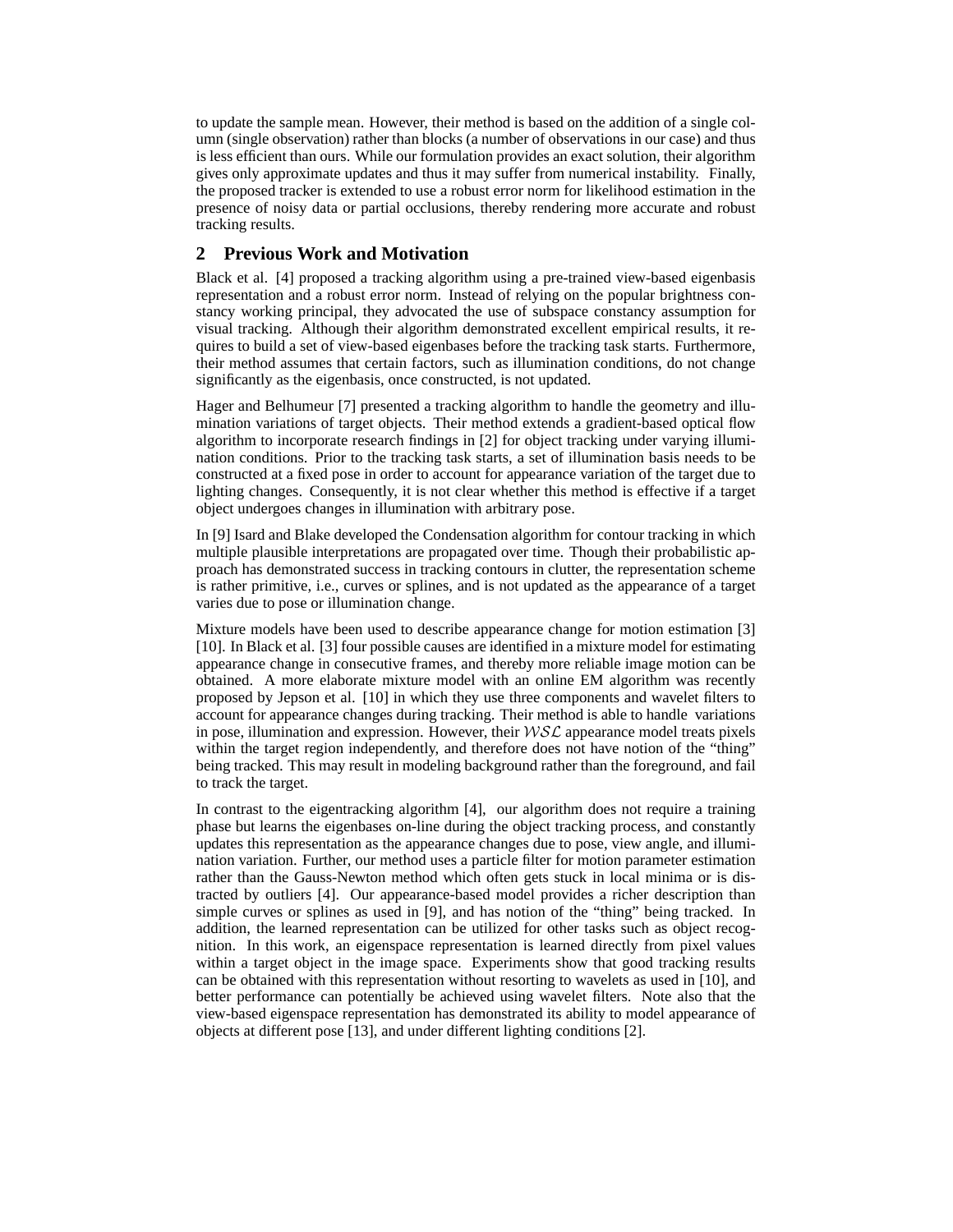to update the sample mean. However, their method is based on the addition of a single column (single observation) rather than blocks (a number of observations in our case) and thus is less efficient than ours. While our formulation provides an exact solution, their algorithm gives only approximate updates and thus it may suffer from numerical instability. Finally, the proposed tracker is extended to use a robust error norm for likelihood estimation in the presence of noisy data or partial occlusions, thereby rendering more accurate and robust tracking results.

## 2 Previous Work and Motivation

Black et al. [4] proposed a tracking algorithm using a pre-trained view-based eigenbasis representation and a robust error norm. Instead of relying on the popular brightness constancy working principal, they advocated the use of subspace constancy assumption for visual tracking. Although their algorithm demonstrated excellent empirical results, it requires to build a set of view-based eigenbases before the tracking task starts. Furthermore, their method assumes that certain factors, such as illumination conditions, do not change significantly as the eigenbasis, once constructed, is not updated.

Hager and Belhumeur [7] presented a tracking algorithm to handle the geometry and illumination variations of target objects. Their method extends a gradient-based optical flow algorithm to incorporate research findings in [2] for object tracking under varying illumination conditions. Prior to the tracking task starts, a set of illumination basis needs to be constructed at a fixed pose in order to account for appearance variation of the target due to lighting changes. Consequently, it is not clear whether this method is effective if a target object undergoes changes in illumination with arbitrary pose.

In [9] Isard and Blake developed the Condensation algorithm for contour tracking in which multiple plausible interpretations are propagated over time. Though their probabilistic approach has demonstrated success in tracking contours in clutter, the representation scheme is rather primitive, i.e., curves or splines, and is not updated as the appearance of a target varies due to pose or illumination change.

Mixture models have been used to describe appearance change for motion estimation [3] [10]. In Black et al. [3] four possible causes are identified in a mixture model for estimating appearance change in consecutive frames, and thereby more reliable image motion can be obtained. A more elaborate mixture model with an online EM algorithm was recently proposed by Jepson et al. [10] in which they use three components and wavelet filters to account for appearance changes during tracking. Their method is able to handle variations in pose, illumination and expression. However, their $\mathcal{WSL}$ appearance model treats pixels within the target region independently, and therefore does not have notion of the "thing" being tracked. This may result in modeling background rather than the foreground, and fail to track the target.

In contrast to the eigentracking algorithm [4], our algorithm does not require a training phase but learns the eigenbases on-line during the object tracking process, and constantly updates this representation as the appearance changes due to pose, view angle, and illumination variation. Further, our method uses a particle filter for motion parameter estimation rather than the Gauss-Newton method which often gets stuck in local minima or is distracted by outliers [4]. Our appearance-based model provides a richer description than simple curves or splines as used in [9], and has notion of the "thing" being tracked. In addition, the learned representation can be utilized for other tasks such as object recognition. In this work, an eigenspace representation is learned directly from pixel values within a target object in the image space. Experiments show that good tracking results can be obtained with this representation without resorting to wavelets as used in [10], and better performance can potentially be achieved using wavelet filters. Note also that the view-based eigenspace representation has demonstrated its ability to model appearance of objects at different pose [13], and under different lighting conditions [2].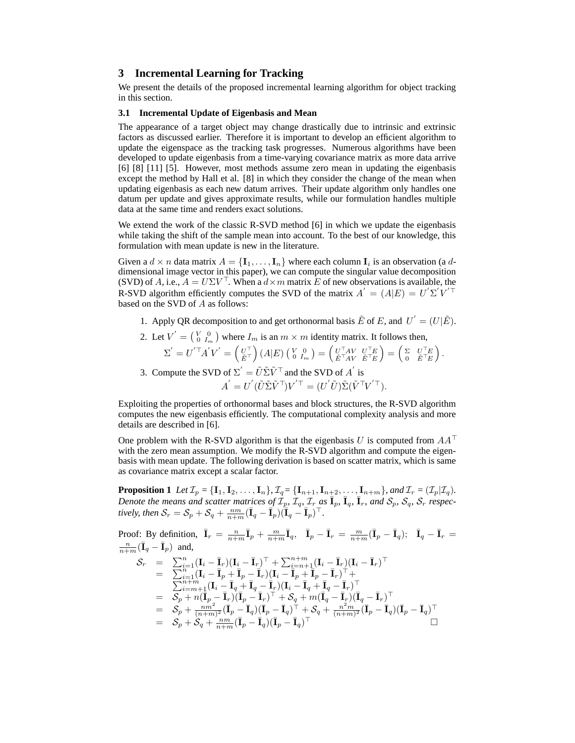## 3 Incremental Learning for Tracking

We present the details of the proposed incremental learning algorithm for object tracking in this section.

### 3.1 Incremental Update of Eigenbasis and Mean

The appearance of a target object may change drastically due to intrinsic and extrinsic factors as discussed earlier. Therefore it is important to develop an efficient algorithm to update the eigenspace as the tracking task progresses. Numerous algorithms have been developed to update eigenbasis from a time-varying covariance matrix as more data arrive [6] [8] [11] [5]. However, most methods assume zero mean in updating the eigenbasis except the method by Hall et al. [8] in which they consider the change of the mean when updating eigenbasis as each new datum arrives. Their update algorithm only handles one datum per update and gives approximate results, while our formulation handles multiple data at the same time and renders exact solutions.

We extend the work of the classic R-SVD method [6] in which we update the eigenbasis while taking the shift of the sample mean into account. To the best of our knowledge, this formulation with mean update is new in the literature.

Given a $d \times n$ data matrix $A = \{\mathbf{I}_1, \ldots, \mathbf{I}_n\}$ where each column $\mathbf{I}_i$ is an observation (a $d$-dimensional image vector in this paper), we can compute the singular value decomposition (SVD) of $A$, i.e., $A = U\Sigma V^\top$. When a $d \times m$ matrix $E$ of new observations is available, the R-SVD algorithm efficiently computes the SVD of the matrix $A^{'} = (A|E) = U^{'}\Sigma^{'}V^{'\top}$ based on the SVD of $A$ as follows:

1. Apply QR decomposition to and get orthonormal basis $\tilde{E}$ of $E$, and $U^{'} = (U|\tilde{E})$.
2. Let $V^{'} = \begin{pmatrix} V & 0 \\ 0 & I_m \end{pmatrix}$ where $I_m$ is an $m \times m$ identity matrix. It follows then,
$$\Sigma^{'} = U^{'\top}A^{'}V^{'} = \begin{pmatrix} U^\top \\ \tilde{E}^\top \end{pmatrix} (A|E) \begin{pmatrix} V & 0 \\ 0 & I_m \end{pmatrix} = \begin{pmatrix} U^\top AV & U^\top E \\ \tilde{E}^\top AV & \tilde{E}^\top E \end{pmatrix} = \begin{pmatrix} \Sigma & U^\top E \\ 0 & \tilde{E}^\top E \end{pmatrix}.$$
3. Compute the SVD of $\Sigma^{'} = \tilde{U}\tilde{\Sigma}\tilde{V}^\top$ and the SVD of $A^{'}$ is
$$A^{'} = U^{'}(\tilde{U}\tilde{\Sigma}\tilde{V}^\top)V^{'\top} = (U^{'}\tilde{U})\tilde{\Sigma}(\tilde{V}^\top V^{'\top}).$$

Exploiting the properties of orthonormal bases and block structures, the R-SVD algorithm computes the new eigenbasis efficiently. The computational complexity analysis and more details are described in [6].

One problem with the R-SVD algorithm is that the eigenbasis $U$ is computed from $AA^\top$ with the zero mean assumption. We modify the R-SVD algorithm and compute the eigenbasis with mean update. The following derivation is based on scatter matrix, which is same as covariance matrix except a scalar factor.

**Proposition 1** *Let $\mathcal{I}_p = \{\mathbf{I}_1, \mathbf{I}_2, \ldots, \mathbf{I}_n\}$, $\mathcal{I}_q = \{\mathbf{I}_{n+1}, \mathbf{I}_{n+2}, \ldots, \mathbf{I}_{n+m}\}$, and $\mathcal{I}_r = (\mathcal{I}_p|\mathcal{I}_q)$. Denote the means and scatter matrices of $\mathcal{I}_p$, $\mathcal{I}_q$, $\mathcal{I}_r$ as $\bar{\mathbf{I}}_p$, $\bar{\mathbf{I}}_q$, $\bar{\mathbf{I}}_r$, and $\mathcal{S}_p$, $\mathcal{S}_q$, $\mathcal{S}_r$ respectively, then $\mathcal{S}_r = \mathcal{S}_p + \mathcal{S}_q + \frac{nm}{n+m}(\bar{\mathbf{I}}_q - \bar{\mathbf{I}}_p)(\bar{\mathbf{I}}_q - \bar{\mathbf{I}}_p)^\top$.*

Proof: By definition, $\bar{\mathbf{I}}_r = \frac{n}{n+m}\bar{\mathbf{I}}_p + \frac{m}{n+m}\bar{\mathbf{I}}_q$, $\bar{\mathbf{I}}_p - \bar{\mathbf{I}}_r = \frac{m}{n+m}(\bar{\mathbf{I}}_p - \bar{\mathbf{I}}_q)$; $\bar{\mathbf{I}}_q - \bar{\mathbf{I}}_r = \frac{n}{n+m}(\bar{\mathbf{I}}_q - \bar{\mathbf{I}}_p)$ and,

$$\begin{aligned}
\mathcal{S}_r &= \textstyle\sum_{i=1}^{n}(\mathbf{I}_i - \bar{\mathbf{I}}_r)(\mathbf{I}_i - \bar{\mathbf{I}}_r)^\top + \sum_{i=n+1}^{n+m}(\mathbf{I}_i - \bar{\mathbf{I}}_r)(\mathbf{I}_i - \bar{\mathbf{I}}_r)^\top \\
&= \textstyle\sum_{i=1}^{n}(\mathbf{I}_i - \bar{\mathbf{I}}_p + \bar{\mathbf{I}}_p - \bar{\mathbf{I}}_r)(\mathbf{I}_i - \bar{\mathbf{I}}_p + \bar{\mathbf{I}}_p - \bar{\mathbf{I}}_r)^\top + \\
&\quad \textstyle\sum_{i=m+1}^{n+m}(\mathbf{I}_i - \bar{\mathbf{I}}_q + \bar{\mathbf{I}}_q - \bar{\mathbf{I}}_r)(\mathbf{I}_i - \bar{\mathbf{I}}_q + \bar{\mathbf{I}}_q - \bar{\mathbf{I}}_r)^\top \\
&= \mathcal{S}_p + n(\bar{\mathbf{I}}_p - \bar{\mathbf{I}}_r)(\bar{\mathbf{I}}_p - \bar{\mathbf{I}}_r)^\top + \mathcal{S}_q + m(\bar{\mathbf{I}}_q - \bar{\mathbf{I}}_r)(\bar{\mathbf{I}}_q - \bar{\mathbf{I}}_r)^\top \\
&= \mathcal{S}_p + \frac{nm^2}{(n+m)^2}(\bar{\mathbf{I}}_p - \bar{\mathbf{I}}_q)(\bar{\mathbf{I}}_p - \bar{\mathbf{I}}_q)^\top + \mathcal{S}_q + \frac{n^2m}{(n+m)^2}(\bar{\mathbf{I}}_p - \bar{\mathbf{I}}_q)(\bar{\mathbf{I}}_p - \bar{\mathbf{I}}_q)^\top \\
&= \mathcal{S}_p + \mathcal{S}_q + \frac{nm}{n+m}(\bar{\mathbf{I}}_p - \bar{\mathbf{I}}_q)(\bar{\mathbf{I}}_p - \bar{\mathbf{I}}_q)^\top
\end{aligned}$$
$\square$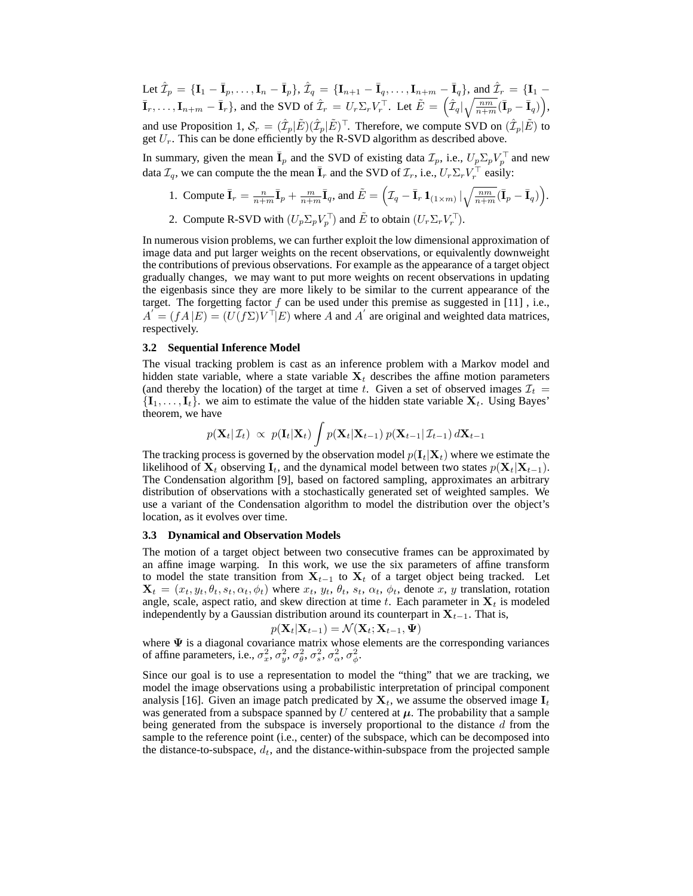Let $\hat{\mathcal{I}}_p = \{\mathbf{I}_1 - \bar{\mathbf{I}}_p, \dots, \mathbf{I}_n - \bar{\mathbf{I}}_p\}$, $\hat{\mathcal{I}}_q = \{\mathbf{I}_{n+1} - \bar{\mathbf{I}}_q, \dots, \mathbf{I}_{n+m} - \bar{\mathbf{I}}_q\}$, and $\hat{\mathcal{I}}_r = \{\mathbf{I}_1 - \bar{\mathbf{I}}_r, \dots, \mathbf{I}_{n+m} - \bar{\mathbf{I}}_r\}$, and the SVD of $\hat{\mathcal{I}}_r = U_r \Sigma_r V_r^\top$. Let $\tilde{E} = \left(\hat{\mathcal{I}}_q | \sqrt{\frac{nm}{n+m}}(\bar{\mathbf{I}}_p - \bar{\mathbf{I}}_q)\right)$, and use Proposition 1, $\mathcal{S}_r = (\hat{\mathcal{I}}_p|\tilde{E})(\hat{\mathcal{I}}_p|\tilde{E})^\top$. Therefore, we compute SVD on $(\hat{\mathcal{I}}_p|\tilde{E})$ to get $U_r$. This can be done efficiently by the R-SVD algorithm as described above.

In summary, given the mean $\bar{\mathbf{I}}_p$ and the SVD of existing data $\mathcal{I}_p$, i.e., $U_p \Sigma_p V_p^\top$ and new data $\mathcal{I}_q$, we can compute the the mean $\bar{\mathbf{I}}_r$ and the SVD of $\mathcal{I}_r$, i.e., $U_r \Sigma_r V_r^\top$ easily:

1. Compute $\bar{\mathbf{I}}_r = \frac{n}{n+m}\bar{\mathbf{I}}_p + \frac{m}{n+m}\bar{\mathbf{I}}_q$, and $\tilde{E} = \left(\mathcal{I}_q - \bar{\mathbf{I}}_r \mathbf{1}_{(1\times m)} | \sqrt{\frac{nm}{n+m}}(\bar{\mathbf{I}}_p - \bar{\mathbf{I}}_q)\right)$.
2. Compute R-SVD with $(U_p \Sigma_p V_p^\top)$ and $\tilde{E}$ to obtain $(U_r \Sigma_r V_r^\top)$.

In numerous vision problems, we can further exploit the low dimensional approximation of image data and put larger weights on the recent observations, or equivalently downweight the contributions of previous observations. For example as the appearance of a target object gradually changes, we may want to put more weights on recent observations in updating the eigenbasis since they are more likely to be similar to the current appearance of the target. The forgetting factor $f$ can be used under this premise as suggested in [11] , i.e., $A' = (fA\,|E) = (U(f\Sigma)V^\top|E)$ where $A$ and $A'$ are original and weighted data matrices, respectively.

### 3.2 Sequential Inference Model

The visual tracking problem is cast as an inference problem with a Markov model and hidden state variable, where a state variable $\mathbf{X}_t$ describes the affine motion parameters (and thereby the location) of the target at time $t$. Given a set of observed images $\mathcal{I}_t = \{\mathbf{I}_1, \dots, \mathbf{I}_t\}$. we aim to estimate the value of the hidden state variable $\mathbf{X}_t$. Using Bayes' theorem, we have

$$p(\mathbf{X}_t|\,\mathcal{I}_t) \;\propto\; p(\mathbf{I}_t|\mathbf{X}_t) \int p(\mathbf{X}_t|\mathbf{X}_{t-1})\, p(\mathbf{X}_{t-1}|\,\mathcal{I}_{t-1})\, d\mathbf{X}_{t-1}$$

The tracking process is governed by the observation model $p(\mathbf{I}_t|\mathbf{X}_t)$ where we estimate the likelihood of $\mathbf{X}_t$ observing $\mathbf{I}_t$, and the dynamical model between two states $p(\mathbf{X}_t|\mathbf{X}_{t-1})$. The Condensation algorithm [9], based on factored sampling, approximates an arbitrary distribution of observations with a stochastically generated set of weighted samples. We use a variant of the Condensation algorithm to model the distribution over the object's location, as it evolves over time.

### 3.3 Dynamical and Observation Models

The motion of a target object between two consecutive frames can be approximated by an affine image warping. In this work, we use the six parameters of affine transform to model the state transition from $\mathbf{X}_{t-1}$ to $\mathbf{X}_t$ of a target object being tracked. Let $\mathbf{X}_t = (x_t, y_t, \theta_t, s_t, \alpha_t, \phi_t)$ where $x_t$, $y_t$, $\theta_t$, $s_t$, $\alpha_t$, $\phi_t$, denote $x$, $y$ translation, rotation angle, scale, aspect ratio, and skew direction at time $t$. Each parameter in $\mathbf{X}_t$ is modeled independently by a Gaussian distribution around its counterpart in $\mathbf{X}_{t-1}$. That is,

$$p(\mathbf{X}_t|\mathbf{X}_{t-1}) = \mathcal{N}(\mathbf{X}_t; \mathbf{X}_{t-1}, \mathbf{\Psi})$$

where $\mathbf{\Psi}$ is a diagonal covariance matrix whose elements are the corresponding variances of affine parameters, i.e., $\sigma_x^2$, $\sigma_y^2$, $\sigma_\theta^2$, $\sigma_s^2$, $\sigma_\alpha^2$, $\sigma_\phi^2$.

Since our goal is to use a representation to model the "thing" that we are tracking, we model the image observations using a probabilistic interpretation of principal component analysis [16]. Given an image patch predicated by $\mathbf{X}_t$, we assume the observed image $\mathbf{I}_t$ was generated from a subspace spanned by $U$ centered at $\boldsymbol{\mu}$. The probability that a sample being generated from the subspace is inversely proportional to the distance $d$ from the sample to the reference point (i.e., center) of the subspace, which can be decomposed into the distance-to-subspace, $d_t$, and the distance-within-subspace from the projected sample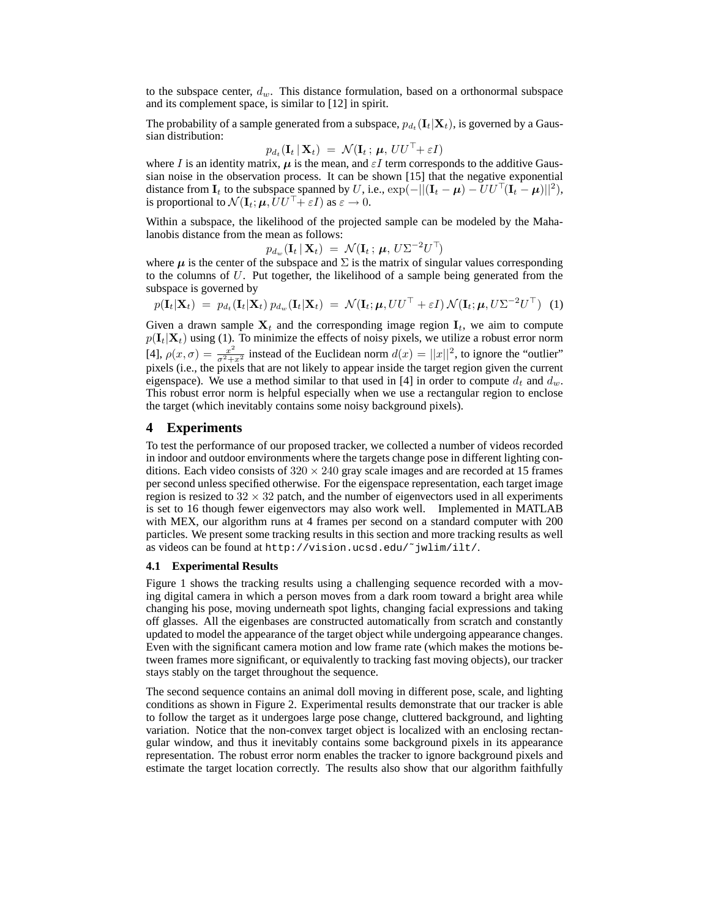to the subspace center, $d_w$. This distance formulation, based on a orthonormal subspace and its complement space, is similar to [12] in spirit.

The probability of a sample generated from a subspace, $p_{d_t}(\mathbf{I}_t|\mathbf{X}_t)$, is governed by a Gaussian distribution:

$$p_{d_t}(\mathbf{I}_t \,|\, \mathbf{X}_t) \;=\; \mathcal{N}(\mathbf{I}_t \,;\, \boldsymbol{\mu},\, UU^\top + \varepsilon I)$$

where $I$ is an identity matrix, $\boldsymbol{\mu}$ is the mean, and $\varepsilon I$ term corresponds to the additive Gaussian noise in the observation process. It can be shown [15] that the negative exponential distance from $\mathbf{I}_t$ to the subspace spanned by $U$, i.e., $\exp(-||(\mathbf{I}_t - \boldsymbol{\mu}) - UU^\top(\mathbf{I}_t - \boldsymbol{\mu})||^2)$, is proportional to $\mathcal{N}(\mathbf{I}_t; \boldsymbol{\mu}, UU^\top + \varepsilon I)$ as $\varepsilon \to 0$.

Within a subspace, the likelihood of the projected sample can be modeled by the Mahalanobis distance from the mean as follows:

$$p_{d_w}(\mathbf{I}_t \,|\, \mathbf{X}_t) \;=\; \mathcal{N}(\mathbf{I}_t \,;\, \boldsymbol{\mu},\, U\Sigma^{-2}U^\top)$$

where $\boldsymbol{\mu}$ is the center of the subspace and $\Sigma$ is the matrix of singular values corresponding to the columns of $U$. Put together, the likelihood of a sample being generated from the subspace is governed by

$$p(\mathbf{I}_t|\mathbf{X}_t) \;=\; p_{d_t}(\mathbf{I}_t|\mathbf{X}_t)\, p_{d_w}(\mathbf{I}_t|\mathbf{X}_t) \;=\; \mathcal{N}(\mathbf{I}_t; \boldsymbol{\mu}, UU^\top + \varepsilon I)\, \mathcal{N}(\mathbf{I}_t; \boldsymbol{\mu}, U\Sigma^{-2}U^\top) \quad (1)$$

Given a drawn sample $\mathbf{X}_t$ and the corresponding image region $\mathbf{I}_t$, we aim to compute $p(\mathbf{I}_t|\mathbf{X}_t)$ using (1). To minimize the effects of noisy pixels, we utilize a robust error norm [4], $\rho(x, \sigma) = \frac{x^2}{\sigma^2 + x^2}$ instead of the Euclidean norm $d(x) = ||x||^2$, to ignore the "outlier" pixels (i.e., the pixels that are not likely to appear inside the target region given the current eigenspace). We use a method similar to that used in [4] in order to compute $d_t$ and $d_w$. This robust error norm is helpful especially when we use a rectangular region to enclose the target (which inevitably contains some noisy background pixels).

## 4 Experiments

To test the performance of our proposed tracker, we collected a number of videos recorded in indoor and outdoor environments where the targets change pose in different lighting conditions. Each video consists of $320 \times 240$ gray scale images and are recorded at 15 frames per second unless specified otherwise. For the eigenspace representation, each target image region is resized to $32 \times 32$ patch, and the number of eigenvectors used in all experiments is set to 16 though fewer eigenvectors may also work well. Implemented in MATLAB with MEX, our algorithm runs at 4 frames per second on a standard computer with 200 particles. We present some tracking results in this section and more tracking results as well as videos can be found at `http://vision.ucsd.edu/~jwlim/ilt/`.

### 4.1 Experimental Results

Figure 1 shows the tracking results using a challenging sequence recorded with a moving digital camera in which a person moves from a dark room toward a bright area while changing his pose, moving underneath spot lights, changing facial expressions and taking off glasses. All the eigenbases are constructed automatically from scratch and constantly updated to model the appearance of the target object while undergoing appearance changes. Even with the significant camera motion and low frame rate (which makes the motions between frames more significant, or equivalently to tracking fast moving objects), our tracker stays stably on the target throughout the sequence.

The second sequence contains an animal doll moving in different pose, scale, and lighting conditions as shown in Figure 2. Experimental results demonstrate that our tracker is able to follow the target as it undergoes large pose change, cluttered background, and lighting variation. Notice that the non-convex target object is localized with an enclosing rectangular window, and thus it inevitably contains some background pixels in its appearance representation. The robust error norm enables the tracker to ignore background pixels and estimate the target location correctly. The results also show that our algorithm faithfully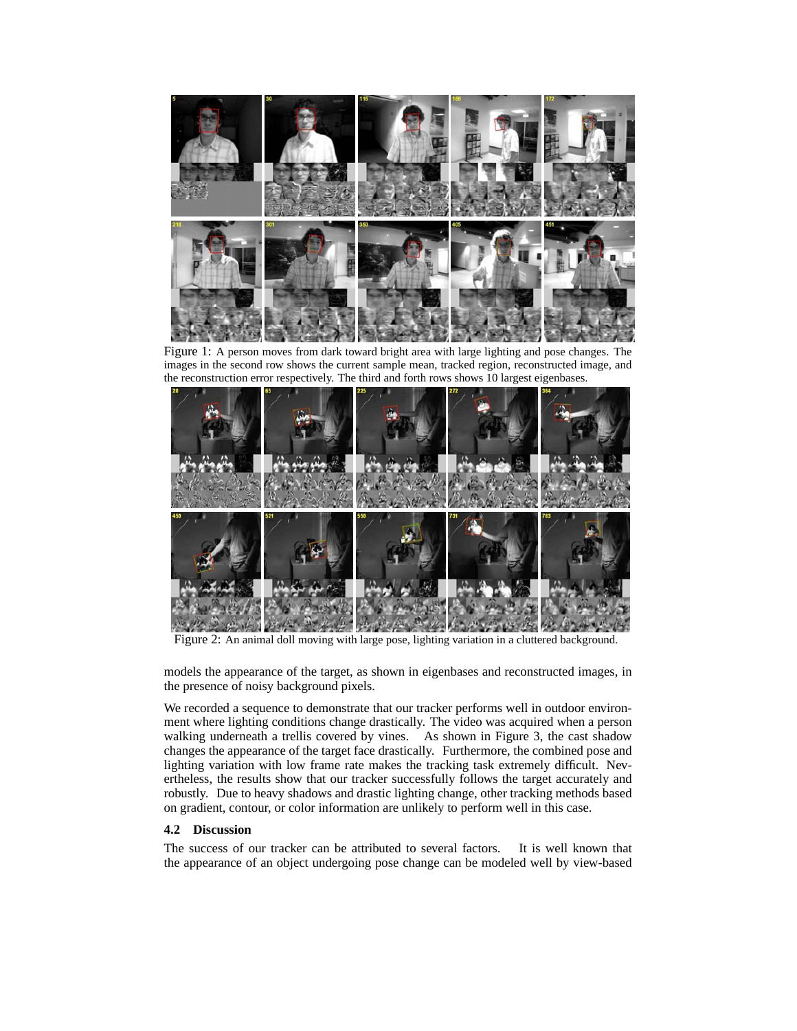Figure 1: A person moves from dark toward bright area with large lighting and pose changes. The images in the second row shows the current sample mean, tracked region, reconstructed image, and the reconstruction error respectively. The third and forth rows shows 10 largest eigenbases.

Figure 2: An animal doll moving with large pose, lighting variation in a cluttered background.

models the appearance of the target, as shown in eigenbases and reconstructed images, in the presence of noisy background pixels.

We recorded a sequence to demonstrate that our tracker performs well in outdoor environment where lighting conditions change drastically. The video was acquired when a person walking underneath a trellis covered by vines. As shown in Figure 3, the cast shadow changes the appearance of the target face drastically. Furthermore, the combined pose and lighting variation with low frame rate makes the tracking task extremely difficult. Nevertheless, the results show that our tracker successfully follows the target accurately and robustly. Due to heavy shadows and drastic lighting change, other tracking methods based on gradient, contour, or color information are unlikely to perform well in this case.

### 4.2 Discussion

The success of our tracker can be attributed to several factors. It is well known that the appearance of an object undergoing pose change can be modeled well by view-based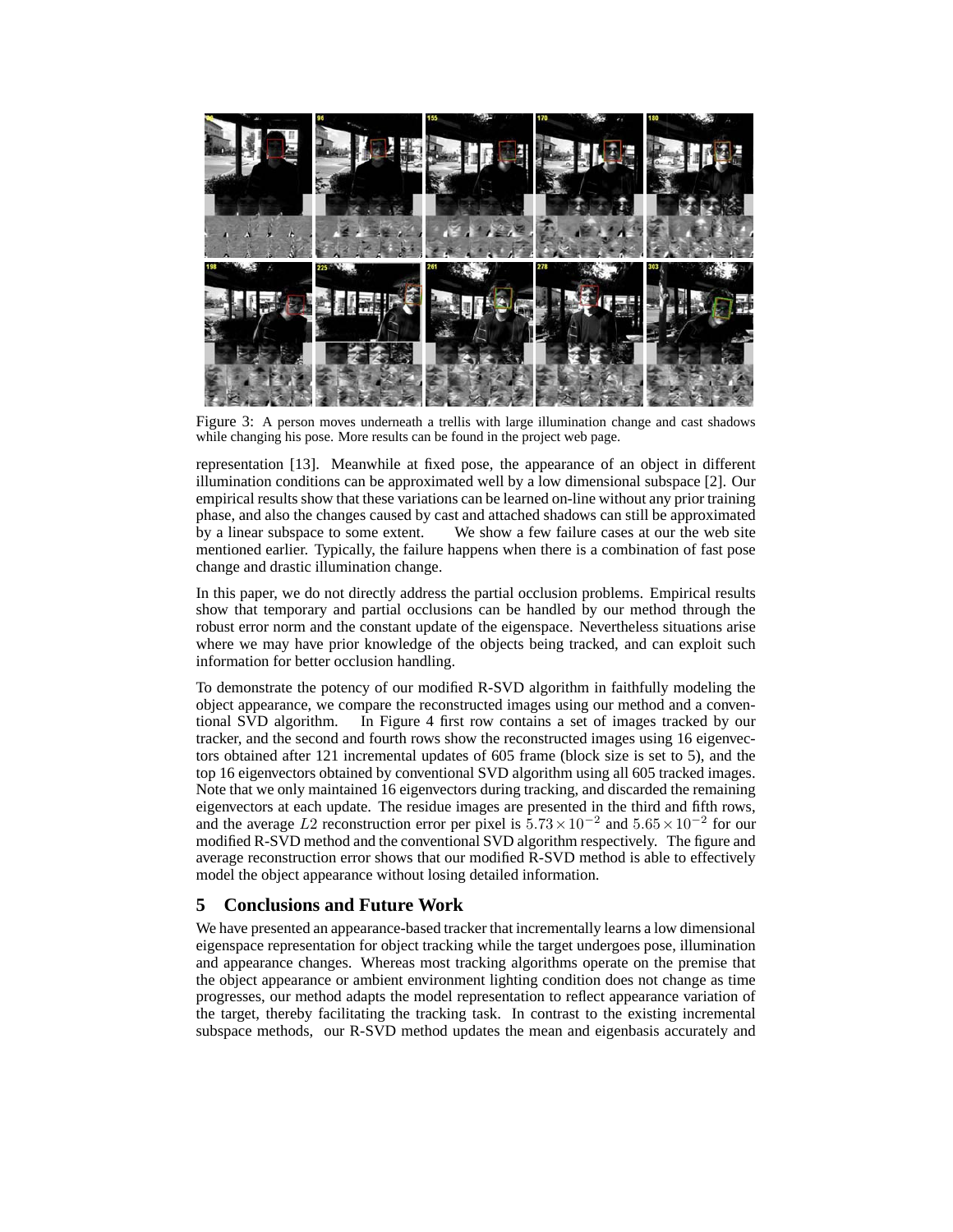Figure 3: A person moves underneath a trellis with large illumination change and cast shadows while changing his pose. More results can be found in the project web page.

representation [13]. Meanwhile at fixed pose, the appearance of an object in different illumination conditions can be approximated well by a low dimensional subspace [2]. Our empirical results show that these variations can be learned on-line without any prior training phase, and also the changes caused by cast and attached shadows can still be approximated by a linear subspace to some extent. We show a few failure cases at our the web site mentioned earlier. Typically, the failure happens when there is a combination of fast pose change and drastic illumination change.

In this paper, we do not directly address the partial occlusion problems. Empirical results show that temporary and partial occlusions can be handled by our method through the robust error norm and the constant update of the eigenspace. Nevertheless situations arise where we may have prior knowledge of the objects being tracked, and can exploit such information for better occlusion handling.

To demonstrate the potency of our modified R-SVD algorithm in faithfully modeling the object appearance, we compare the reconstructed images using our method and a conventional SVD algorithm. In Figure 4 first row contains a set of images tracked by our tracker, and the second and fourth rows show the reconstructed images using 16 eigenvectors obtained after 121 incremental updates of 605 frame (block size is set to 5), and the top 16 eigenvectors obtained by conventional SVD algorithm using all 605 tracked images. Note that we only maintained 16 eigenvectors during tracking, and discarded the remaining eigenvectors at each update. The residue images are presented in the third and fifth rows, and the average $L2$ reconstruction error per pixel is $5.73 \times 10^{-2}$ and $5.65 \times 10^{-2}$ for our modified R-SVD method and the conventional SVD algorithm respectively. The figure and average reconstruction error shows that our modified R-SVD method is able to effectively model the object appearance without losing detailed information.

## 5 Conclusions and Future Work

We have presented an appearance-based tracker that incrementally learns a low dimensional eigenspace representation for object tracking while the target undergoes pose, illumination and appearance changes. Whereas most tracking algorithms operate on the premise that the object appearance or ambient environment lighting condition does not change as time progresses, our method adapts the model representation to reflect appearance variation of the target, thereby facilitating the tracking task. In contrast to the existing incremental subspace methods, our R-SVD method updates the mean and eigenbasis accurately and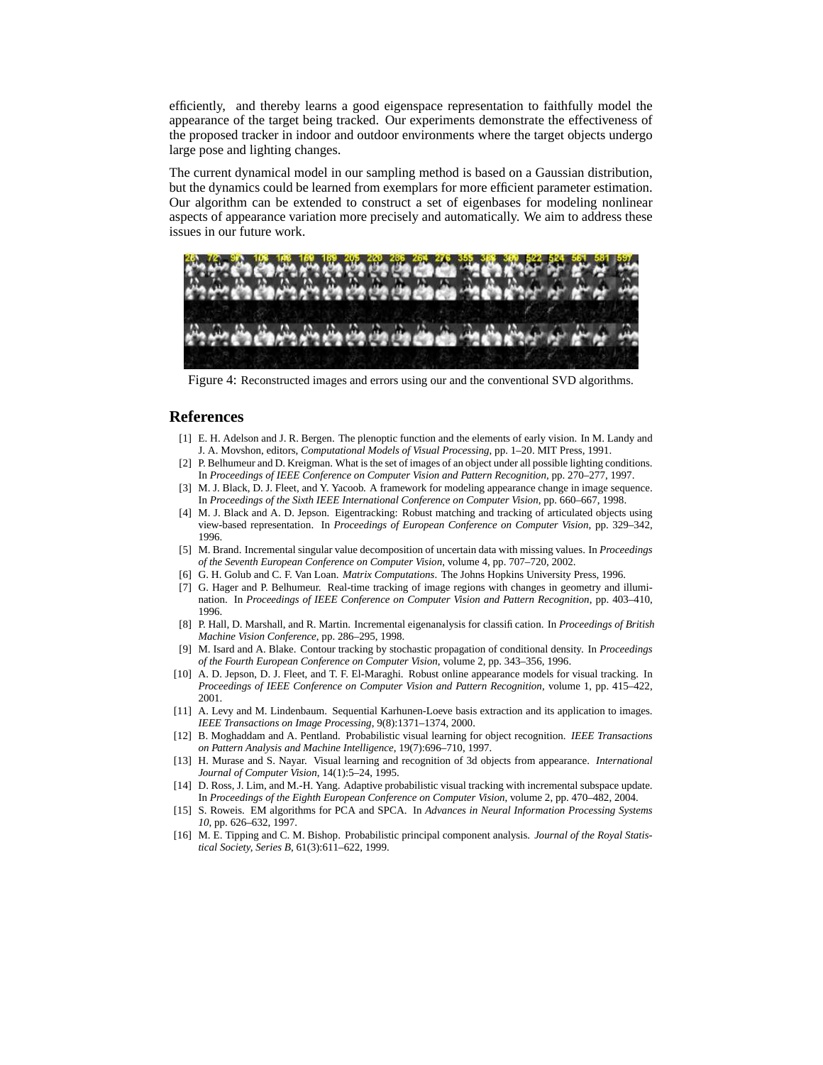efficiently, and thereby learns a good eigenspace representation to faithfully model the appearance of the target being tracked. Our experiments demonstrate the effectiveness of the proposed tracker in indoor and outdoor environments where the target objects undergo large pose and lighting changes.

The current dynamical model in our sampling method is based on a Gaussian distribution, but the dynamics could be learned from exemplars for more efficient parameter estimation. Our algorithm can be extended to construct a set of eigenbases for modeling nonlinear aspects of appearance variation more precisely and automatically. We aim to address these issues in our future work.

Figure 4: Reconstructed images and errors using our and the conventional SVD algorithms.

## References

[1] E. H. Adelson and J. R. Bergen. The plenoptic function and the elements of early vision. In M. Landy and J. A. Movshon, editors, *Computational Models of Visual Processing*, pp. 1–20. MIT Press, 1991.

[2] P. Belhumeur and D. Kreigman. What is the set of images of an object under all possible lighting conditions. In *Proceedings of IEEE Conference on Computer Vision and Pattern Recognition*, pp. 270–277, 1997.

[3] M. J. Black, D. J. Fleet, and Y. Yacoob. A framework for modeling appearance change in image sequence. In *Proceedings of the Sixth IEEE International Conference on Computer Vision*, pp. 660–667, 1998.

[4] M. J. Black and A. D. Jepson. Eigentracking: Robust matching and tracking of articulated objects using view-based representation. In *Proceedings of European Conference on Computer Vision*, pp. 329–342, 1996.

[5] M. Brand. Incremental singular value decomposition of uncertain data with missing values. In *Proceedings of the Seventh European Conference on Computer Vision*, volume 4, pp. 707–720, 2002.

[6] G. H. Golub and C. F. Van Loan. *Matrix Computations*. The Johns Hopkins University Press, 1996.

[7] G. Hager and P. Belhumeur. Real-time tracking of image regions with changes in geometry and illumination. In *Proceedings of IEEE Conference on Computer Vision and Pattern Recognition*, pp. 403–410, 1996.

[8] P. Hall, D. Marshall, and R. Martin. Incremental eigenanalysis for classification. In *Proceedings of British Machine Vision Conference*, pp. 286–295, 1998.

[9] M. Isard and A. Blake. Contour tracking by stochastic propagation of conditional density. In *Proceedings of the Fourth European Conference on Computer Vision*, volume 2, pp. 343–356, 1996.

[10] A. D. Jepson, D. J. Fleet, and T. F. El-Maraghi. Robust online appearance models for visual tracking. In *Proceedings of IEEE Conference on Computer Vision and Pattern Recognition*, volume 1, pp. 415–422, 2001.

[11] A. Levy and M. Lindenbaum. Sequential Karhunen-Loeve basis extraction and its application to images. *IEEE Transactions on Image Processing*, 9(8):1371–1374, 2000.

[12] B. Moghaddam and A. Pentland. Probabilistic visual learning for object recognition. *IEEE Transactions on Pattern Analysis and Machine Intelligence*, 19(7):696–710, 1997.

[13] H. Murase and S. Nayar. Visual learning and recognition of 3d objects from appearance. *International Journal of Computer Vision*, 14(1):5–24, 1995.

[14] D. Ross, J. Lim, and M.-H. Yang. Adaptive probabilistic visual tracking with incremental subspace update. In *Proceedings of the Eighth European Conference on Computer Vision*, volume 2, pp. 470–482, 2004.

[15] S. Roweis. EM algorithms for PCA and SPCA. In *Advances in Neural Information Processing Systems 10*, pp. 626–632, 1997.

[16] M. E. Tipping and C. M. Bishop. Probabilistic principal component analysis. *Journal of the Royal Statistical Society, Series B*, 61(3):611–622, 1999.